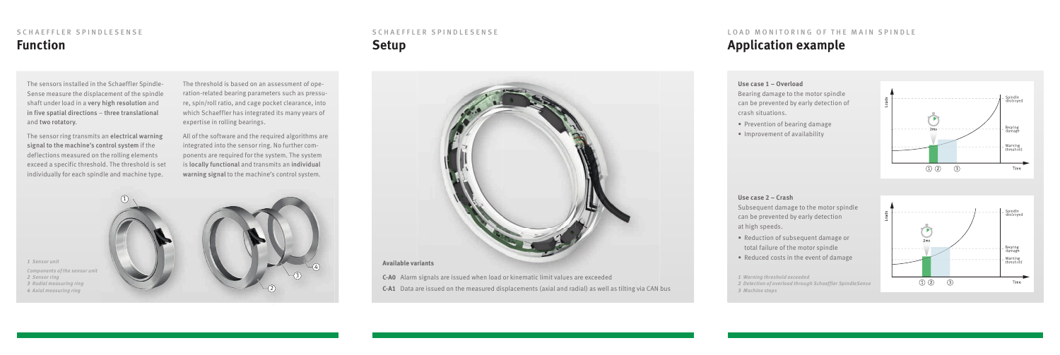SCHAEFFLER SPINDLESENSE

## Function

The sensors installed in the Schaeffler SpindleSense measure the displacement of the spindle shaft under load in a **very high resolution** and **in five spatial directions** – **three translational** and **two rotatory**.

The sensor ring transmits an **electrical warning signal to the machine's control system** if the deflections measured on the rolling elements exceed a specific threshold. The threshold is set individually for each spindle and machine type.

The threshold is based on an assessment of operation-related bearing parameters such as pressure, spin/roll ratio, and cage pocket clearance, into which Schaeffler has integrated its many years of expertise in rolling bearings.

All of the software and the required algorithms are integrated into the sensor ring. No further components are required for the system. The system is **locally functional** and transmits an **individual warning signal** to the machine's control system.

*1 Sensor unit*

*Components of the sensor unit*
*2 Sensor ring*
*3 Radial measuring ring*
*4 Axial measuring ring*

SCHAEFFLER SPINDLESENSE

## Setup

**Available variants**

**C-A0** Alarm signals are issued when load or kinematic limit values are exceeded

**C-A1** Data are issued on the measured displacements (axial and radial) as well as tilting via CAN bus

LOAD MONITORING OF THE MAIN SPINDLE

## Application example

**Use case 1 – Overload**

Bearing damage to the motor spindle can be prevented by early detection of crash situations.

- Prevention of bearing damage
- Improvement of availability

**Use case 2 – Crash**

Subsequent damage to the motor spindle can be prevented by early detection at high speeds.

- Reduction of subsequent damage or total failure of the motor spindle
- Reduced costs in the event of damage

*1 Warning threshold exceeded*
*2 Detection of overload through Schaeffler SpindleSense*
*3 Machine stops*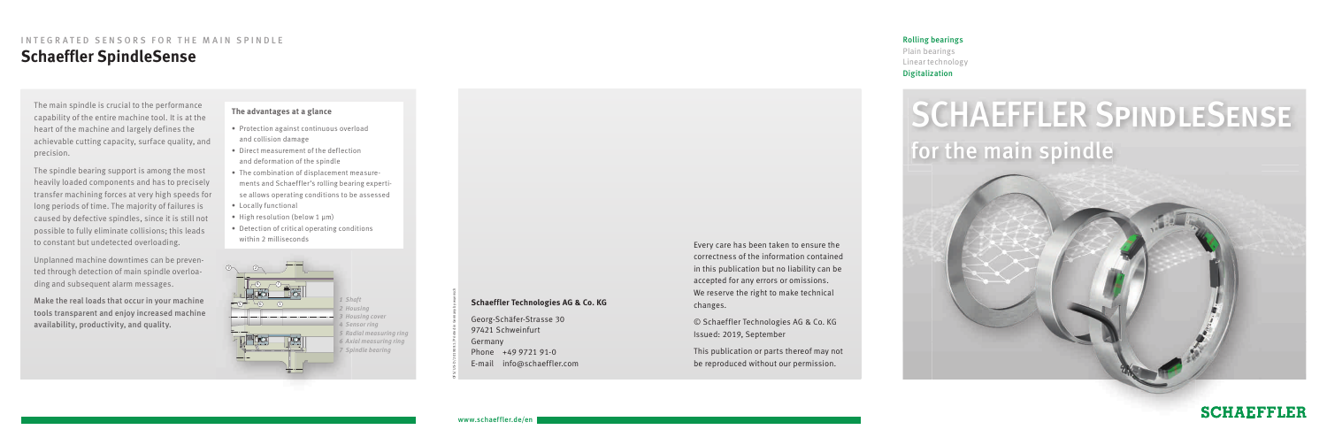INTEGRATED SENSORS FOR THE MAIN SPINDLE

# Schaeffler SpindleSense

The main spindle is crucial to the performance capability of the entire machine tool. It is at the heart of the machine and largely defines the achievable cutting capacity, surface quality, and precision.

The spindle bearing support is among the most heavily loaded components and has to precisely transfer machining forces at very high speeds for long periods of time. The majority of failures is caused by defective spindles, since it is still not possible to fully eliminate collisions; this leads to constant but undetected overloading.

Unplanned machine downtimes can be prevented through detection of main spindle overloading and subsequent alarm messages.

**Make the real loads that occur in your machine tools transparent and enjoy increased machine availability, productivity, and quality.**

**The advantages at a glance**

- Protection against continuous overload and collision damage
- Direct measurement of the deflection and deformation of the spindle
- The combination of displacement measurements and Schaeffler's rolling bearing expertise allows operating conditions to be assessed
- Locally functional
- High resolution (below 1 µm)
- Detection of critical operating conditions within 2 milliseconds

1 Shaft
2 Housing
3 Housing cover
4 Sensor ring
5 Radial measuring ring
6 Axial measuring ring
7 Spindle bearing

**Schaeffler Technologies AG & Co. KG**

Georg-Schäfer-Strasse 30
97421 Schweinfurt
Germany
Phone +49 9721 91-0
E-mail info@schaeffler.com

Every care has been taken to ensure the correctness of the information contained in this publication but no liability can be accepted for any errors or omissions. We reserve the right to make technical changes.

© Schaeffler Technologies AG & Co. KG
Issued: 2019, September

This publication or parts thereof may not be reproduced without our permission.

www.schaeffler.de/en

Rolling bearings
Plain bearings
Linear technology
Digitalization

# SCHAEFFLER SPINDLESENSE

## for the main spindle

SCHAEFFLER